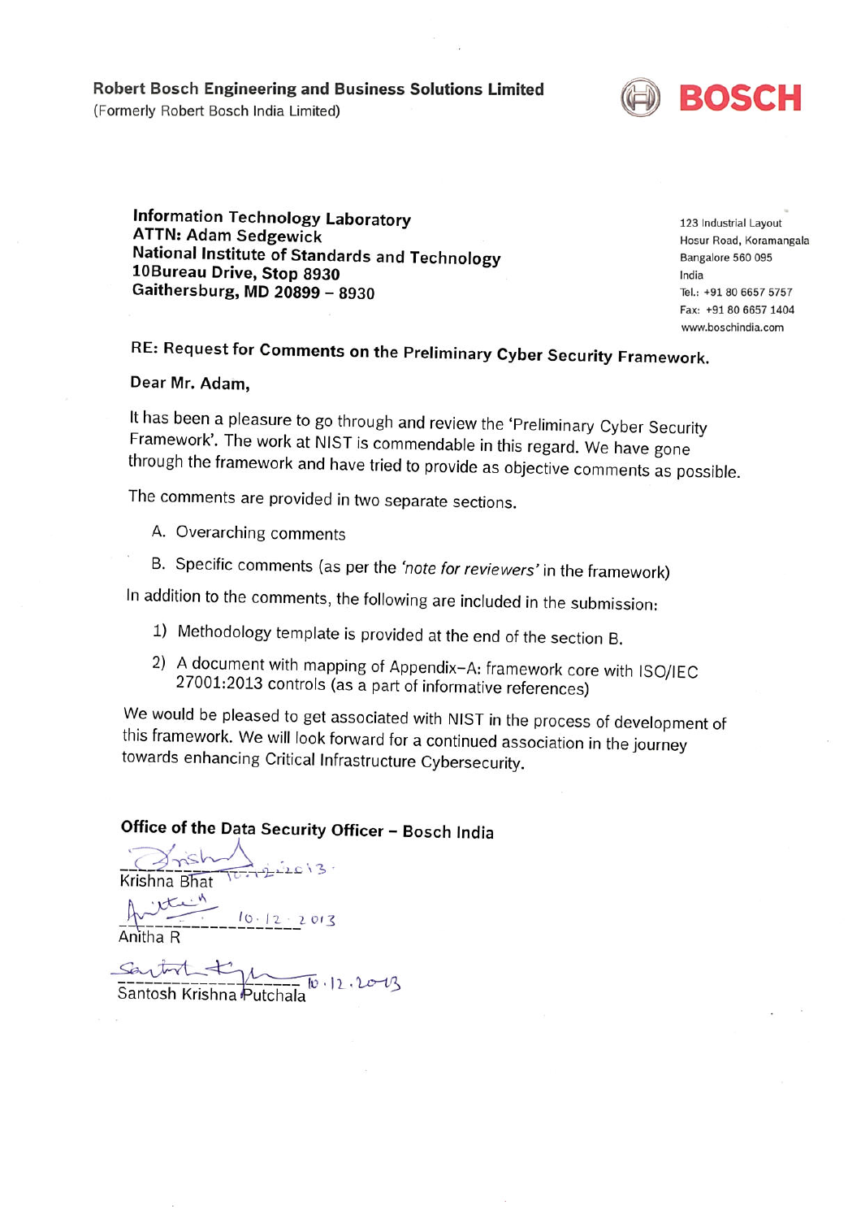**Robert Bosch Engineering and Business Solutions Limited**
(Formerly Robert Bosch India Limited)

BOSCH

**Information Technology Laboratory**
**ATTN: Adam Sedgewick**
**National Institute of Standards and Technology**
**10Bureau Drive, Stop 8930**
**Gaithersburg, MD 20899 – 8930**

123 Industrial Layout
Hosur Road, Koramangala
Bangalore 560 095
India
Tel.: +91 80 6657 5757
Fax: +91 80 6657 1404
www.boschindia.com

**RE: Request for Comments on the Preliminary Cyber Security Framework.**

**Dear Mr. Adam,**

It has been a pleasure to go through and review the 'Preliminary Cyber Security Framework'. The work at NIST is commendable in this regard. We have gone through the framework and have tried to provide as objective comments as possible.

The comments are provided in two separate sections.

A. Overarching comments
B. Specific comments (as per the *'note for reviewers'* in the framework)

In addition to the comments, the following are included in the submission:

1) Methodology template is provided at the end of the section B.
2) A document with mapping of Appendix–A: framework core with ISO/IEC 27001:2013 controls (as a part of informative references)

We would be pleased to get associated with NIST in the process of development of this framework. We will look forward for a continued association in the journey towards enhancing Critical Infrastructure Cybersecurity.

**Office of the Data Security Officer – Bosch India**

Krishna Bhat 10.12.2013

Anitha R 10.12.2013

Santosh Krishna Putchala 10.12.2013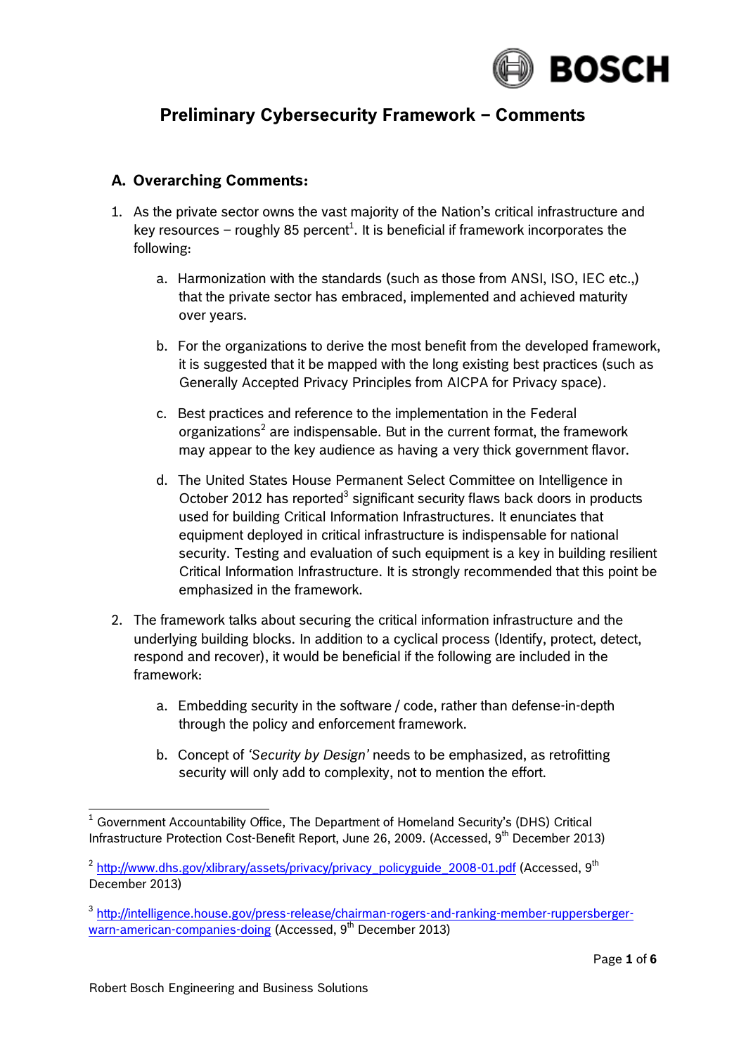# Preliminary Cybersecurity Framework – Comments

## A. Overarching Comments:

1. As the private sector owns the vast majority of the Nation's critical infrastructure and key resources – roughly 85 percent[1]. It is beneficial if framework incorporates the following:

    a. Harmonization with the standards (such as those from ANSI, ISO, IEC etc.,) that the private sector has embraced, implemented and achieved maturity over years.

    b. For the organizations to derive the most benefit from the developed framework, it is suggested that it be mapped with the long existing best practices (such as Generally Accepted Privacy Principles from AICPA for Privacy space).

    c. Best practices and reference to the implementation in the Federal organizations[2] are indispensable. But in the current format, the framework may appear to the key audience as having a very thick government flavor.

    d. The United States House Permanent Select Committee on Intelligence in October 2012 has reported[3] significant security flaws back doors in products used for building Critical Information Infrastructures. It enunciates that equipment deployed in critical infrastructure is indispensable for national security. Testing and evaluation of such equipment is a key in building resilient Critical Information Infrastructure. It is strongly recommended that this point be emphasized in the framework.

2. The framework talks about securing the critical information infrastructure and the underlying building blocks. In addition to a cyclical process (Identify, protect, detect, respond and recover), it would be beneficial if the following are included in the framework:

    a. Embedding security in the software / code, rather than defense-in-depth through the policy and enforcement framework.

    b. Concept of *'Security by Design'* needs to be emphasized, as retrofitting security will only add to complexity, not to mention the effort.

---

[1] Government Accountability Office, The Department of Homeland Security's (DHS) Critical Infrastructure Protection Cost-Benefit Report, June 26, 2009. (Accessed, 9th December 2013)

[2] http://www.dhs.gov/xlibrary/assets/privacy/privacy_policyguide_2008-01.pdf (Accessed, 9th December 2013)

[3] http://intelligence.house.gov/press-release/chairman-rogers-and-ranking-member-ruppersberger-warn-american-companies-doing (Accessed, 9th December 2013)

Robert Bosch Engineering and Business Solutions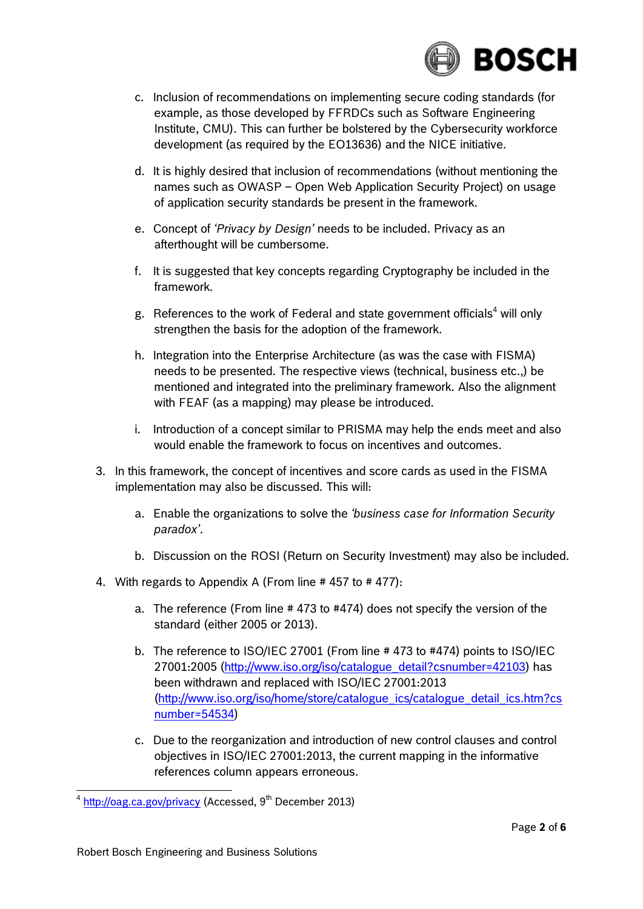c. Inclusion of recommendations on implementing secure coding standards (for example, as those developed by FFRDCs such as Software Engineering Institute, CMU). This can further be bolstered by the Cybersecurity workforce development (as required by the EO13636) and the NICE initiative.

d. It is highly desired that inclusion of recommendations (without mentioning the names such as OWASP – Open Web Application Security Project) on usage of application security standards be present in the framework.

e. Concept of *'Privacy by Design'* needs to be included. Privacy as an afterthought will be cumbersome.

f. It is suggested that key concepts regarding Cryptography be included in the framework.

g. References to the work of Federal and state government officials[4] will only strengthen the basis for the adoption of the framework.

h. Integration into the Enterprise Architecture (as was the case with FISMA) needs to be presented. The respective views (technical, business etc.,) be mentioned and integrated into the preliminary framework. Also the alignment with FEAF (as a mapping) may please be introduced.

i. Introduction of a concept similar to PRISMA may help the ends meet and also would enable the framework to focus on incentives and outcomes.

3. In this framework, the concept of incentives and score cards as used in the FISMA implementation may also be discussed. This will:

   a. Enable the organizations to solve the *'business case for Information Security paradox'*.

   b. Discussion on the ROSI (Return on Security Investment) may also be included.

4. With regards to Appendix A (From line # 457 to # 477):

   a. The reference (From line # 473 to #474) does not specify the version of the standard (either 2005 or 2013).

   b. The reference to ISO/IEC 27001 (From line # 473 to #474) points to ISO/IEC 27001:2005 (http://www.iso.org/iso/catalogue_detail?csnumber=42103) has been withdrawn and replaced with ISO/IEC 27001:2013 (http://www.iso.org/iso/home/store/catalogue_ics/catalogue_detail_ics.htm?csnumber=54534)

   c. Due to the reorganization and introduction of new control clauses and control objectives in ISO/IEC 27001:2013, the current mapping in the informative references column appears erroneous.

---

[4] http://oag.ca.gov/privacy (Accessed, 9th December 2013)

Robert Bosch Engineering and Business Solutions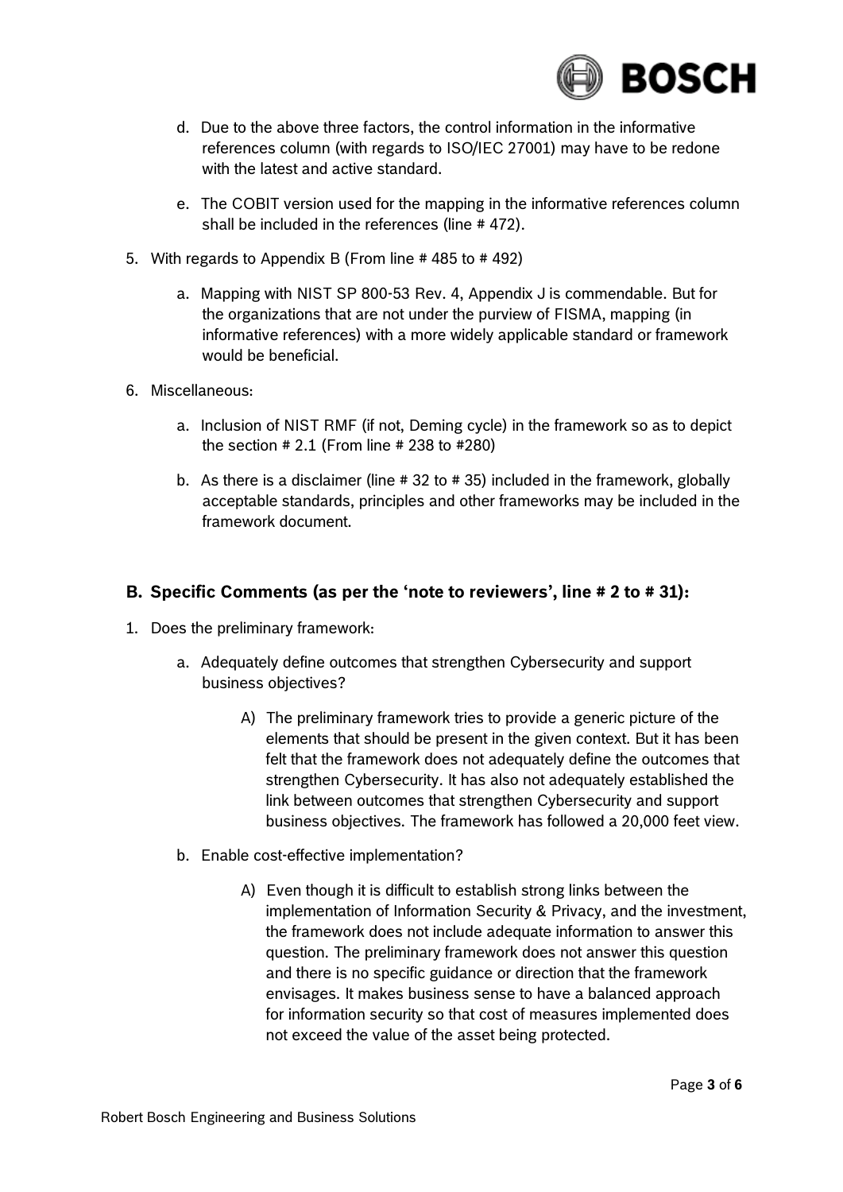d. Due to the above three factors, the control information in the informative references column (with regards to ISO/IEC 27001) may have to be redone with the latest and active standard.

e. The COBIT version used for the mapping in the informative references column shall be included in the references (line # 472).

5. With regards to Appendix B (From line # 485 to # 492)

   a. Mapping with NIST SP 800-53 Rev. 4, Appendix J is commendable. But for the organizations that are not under the purview of FISMA, mapping (in informative references) with a more widely applicable standard or framework would be beneficial.

6. Miscellaneous:

   a. Inclusion of NIST RMF (if not, Deming cycle) in the framework so as to depict the section # 2.1 (From line # 238 to #280)

   b. As there is a disclaimer (line # 32 to # 35) included in the framework, globally acceptable standards, principles and other frameworks may be included in the framework document.

## B. Specific Comments (as per the 'note to reviewers', line # 2 to # 31):

1. Does the preliminary framework:

   a. Adequately define outcomes that strengthen Cybersecurity and support business objectives?

      A) The preliminary framework tries to provide a generic picture of the elements that should be present in the given context. But it has been felt that the framework does not adequately define the outcomes that strengthen Cybersecurity. It has also not adequately established the link between outcomes that strengthen Cybersecurity and support business objectives. The framework has followed a 20,000 feet view.

   b. Enable cost-effective implementation?

      A) Even though it is difficult to establish strong links between the implementation of Information Security & Privacy, and the investment, the framework does not include adequate information to answer this question. The preliminary framework does not answer this question and there is no specific guidance or direction that the framework envisages. It makes business sense to have a balanced approach for information security so that cost of measures implemented does not exceed the value of the asset being protected.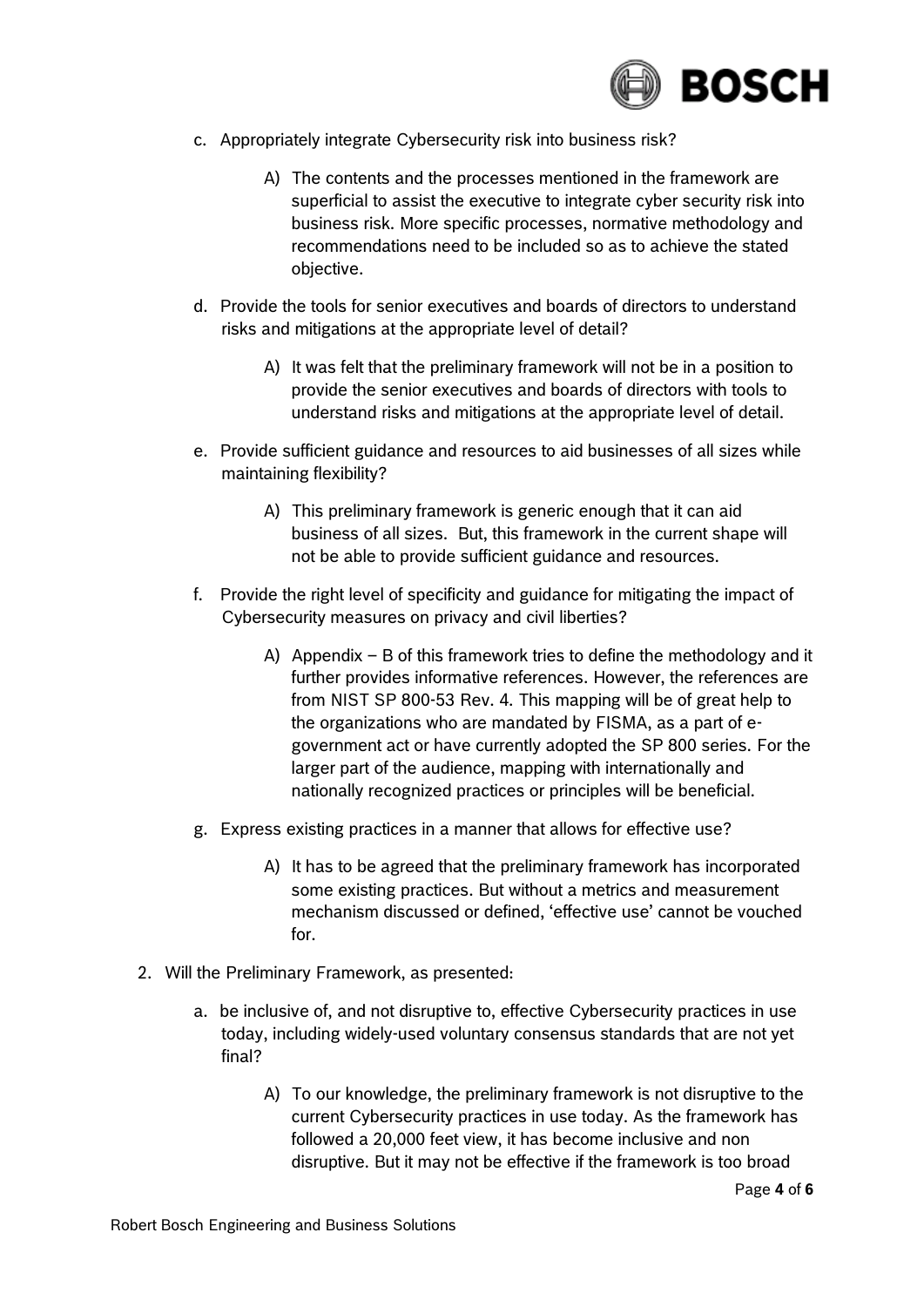c. Appropriately integrate Cybersecurity risk into business risk?

   A) The contents and the processes mentioned in the framework are superficial to assist the executive to integrate cyber security risk into business risk. More specific processes, normative methodology and recommendations need to be included so as to achieve the stated objective.

d. Provide the tools for senior executives and boards of directors to understand risks and mitigations at the appropriate level of detail?

   A) It was felt that the preliminary framework will not be in a position to provide the senior executives and boards of directors with tools to understand risks and mitigations at the appropriate level of detail.

e. Provide sufficient guidance and resources to aid businesses of all sizes while maintaining flexibility?

   A) This preliminary framework is generic enough that it can aid business of all sizes. But, this framework in the current shape will not be able to provide sufficient guidance and resources.

f. Provide the right level of specificity and guidance for mitigating the impact of Cybersecurity measures on privacy and civil liberties?

   A) Appendix – B of this framework tries to define the methodology and it further provides informative references. However, the references are from NIST SP 800-53 Rev. 4. This mapping will be of great help to the organizations who are mandated by FISMA, as a part of e-government act or have currently adopted the SP 800 series. For the larger part of the audience, mapping with internationally and nationally recognized practices or principles will be beneficial.

g. Express existing practices in a manner that allows for effective use?

   A) It has to be agreed that the preliminary framework has incorporated some existing practices. But without a metrics and measurement mechanism discussed or defined, 'effective use' cannot be vouched for.

2. Will the Preliminary Framework, as presented:

   a. be inclusive of, and not disruptive to, effective Cybersecurity practices in use today, including widely-used voluntary consensus standards that are not yet final?

      A) To our knowledge, the preliminary framework is not disruptive to the current Cybersecurity practices in use today. As the framework has followed a 20,000 feet view, it has become inclusive and non disruptive. But it may not be effective if the framework is too broad

Robert Bosch Engineering and Business Solutions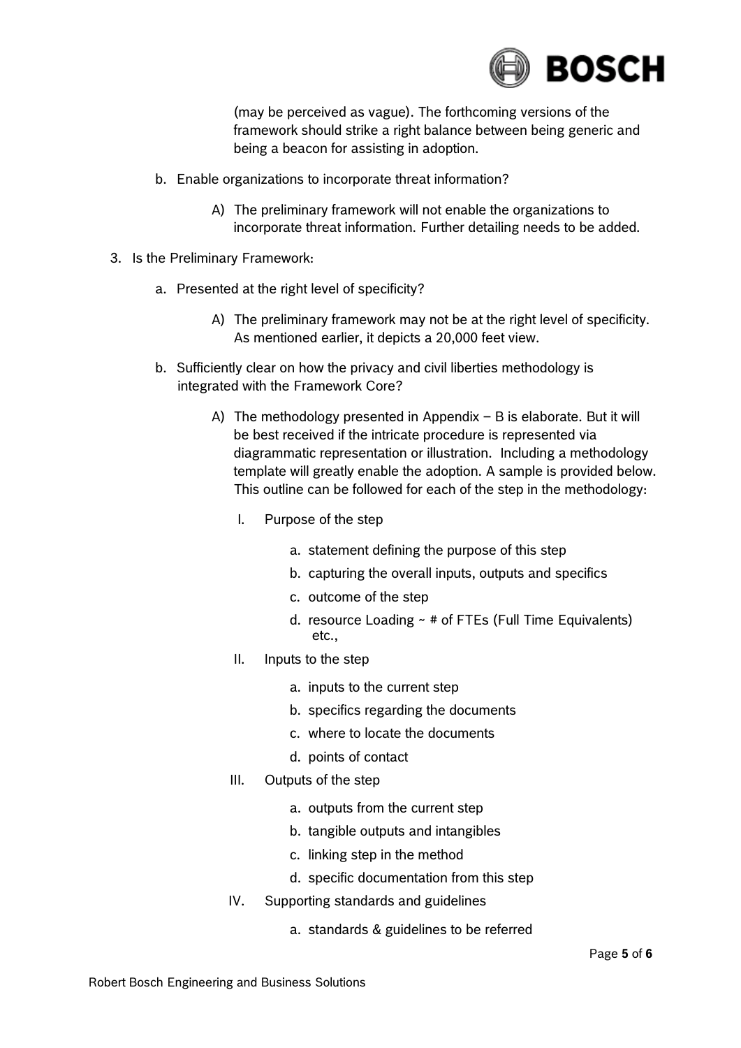(may be perceived as vague). The forthcoming versions of the framework should strike a right balance between being generic and being a beacon for assisting in adoption.

b. Enable organizations to incorporate threat information?

   A) The preliminary framework will not enable the organizations to incorporate threat information. Further detailing needs to be added.

3. Is the Preliminary Framework:

   a. Presented at the right level of specificity?

      A) The preliminary framework may not be at the right level of specificity. As mentioned earlier, it depicts a 20,000 feet view.

   b. Sufficiently clear on how the privacy and civil liberties methodology is integrated with the Framework Core?

      A) The methodology presented in Appendix – B is elaborate. But it will be best received if the intricate procedure is represented via diagrammatic representation or illustration. Including a methodology template will greatly enable the adoption. A sample is provided below. This outline can be followed for each of the step in the methodology:

         I. Purpose of the step

            a. statement defining the purpose of this step
            b. capturing the overall inputs, outputs and specifics
            c. outcome of the step
            d. resource Loading ~ # of FTEs (Full Time Equivalents) etc.,

         II. Inputs to the step

            a. inputs to the current step
            b. specifics regarding the documents
            c. where to locate the documents
            d. points of contact

         III. Outputs of the step

            a. outputs from the current step
            b. tangible outputs and intangibles
            c. linking step in the method
            d. specific documentation from this step

         IV. Supporting standards and guidelines

            a. standards & guidelines to be referred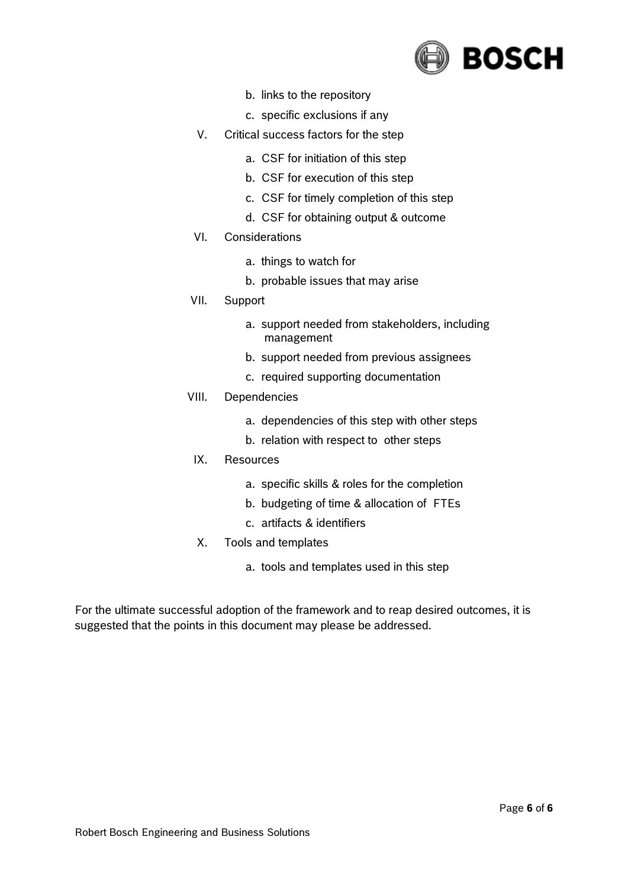b. links to the repository

   c. specific exclusions if any

V. Critical success factors for the step

   a. CSF for initiation of this step

   b. CSF for execution of this step

   c. CSF for timely completion of this step

   d. CSF for obtaining output & outcome

VI. Considerations

   a. things to watch for

   b. probable issues that may arise

VII. Support

   a. support needed from stakeholders, including management

   b. support needed from previous assignees

   c. required supporting documentation

VIII. Dependencies

   a. dependencies of this step with other steps

   b. relation with respect to other steps

IX. Resources

   a. specific skills & roles for the completion

   b. budgeting of time & allocation of FTEs

   c. artifacts & identifiers

X. Tools and templates

   a. tools and templates used in this step

For the ultimate successful adoption of the framework and to reap desired outcomes, it is suggested that the points in this document may please be addressed.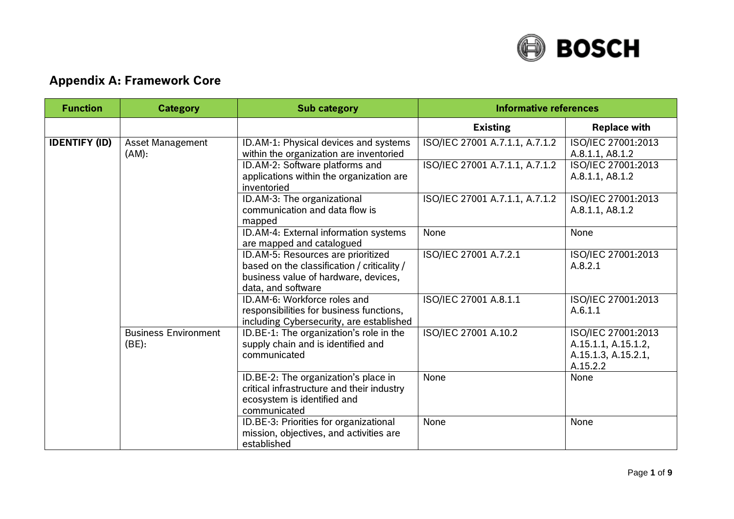## Appendix A: Framework Core

| Function | Category | Sub category | Informative references | |
|---|---|---|---|---|
| | | | **Existing** | **Replace with** |
| **IDENTIFY (ID)** | Asset Management (AM): | ID.AM-1: Physical devices and systems within the organization are inventoried | ISO/IEC 27001 A.7.1.1, A.7.1.2 | ISO/IEC 27001:2013 A.8.1.1, A8.1.2 |
| | | ID.AM-2: Software platforms and applications within the organization are inventoried | ISO/IEC 27001 A.7.1.1, A.7.1.2 | ISO/IEC 27001:2013 A.8.1.1, A8.1.2 |
| | | ID.AM-3: The organizational communication and data flow is mapped | ISO/IEC 27001 A.7.1.1, A.7.1.2 | ISO/IEC 27001:2013 A.8.1.1, A8.1.2 |
| | | ID.AM-4: External information systems are mapped and catalogued | None | None |
| | | ID.AM-5: Resources are prioritized based on the classification / criticality / business value of hardware, devices, data, and software | ISO/IEC 27001 A.7.2.1 | ISO/IEC 27001:2013 A.8.2.1 |
| | | ID.AM-6: Workforce roles and responsibilities for business functions, including Cybersecurity, are established | ISO/IEC 27001 A.8.1.1 | ISO/IEC 27001:2013 A.6.1.1 |
| | Business Environment (BE): | ID.BE-1: The organization's role in the supply chain and is identified and communicated | ISO/IEC 27001 A.10.2 | ISO/IEC 27001:2013 A.15.1.1, A.15.1.2, A.15.1.3, A.15.2.1, A.15.2.2 |
| | | ID.BE-2: The organization's place in critical infrastructure and their industry ecosystem is identified and communicated | None | None |
| | | ID.BE-3: Priorities for organizational mission, objectives, and activities are established | None | None |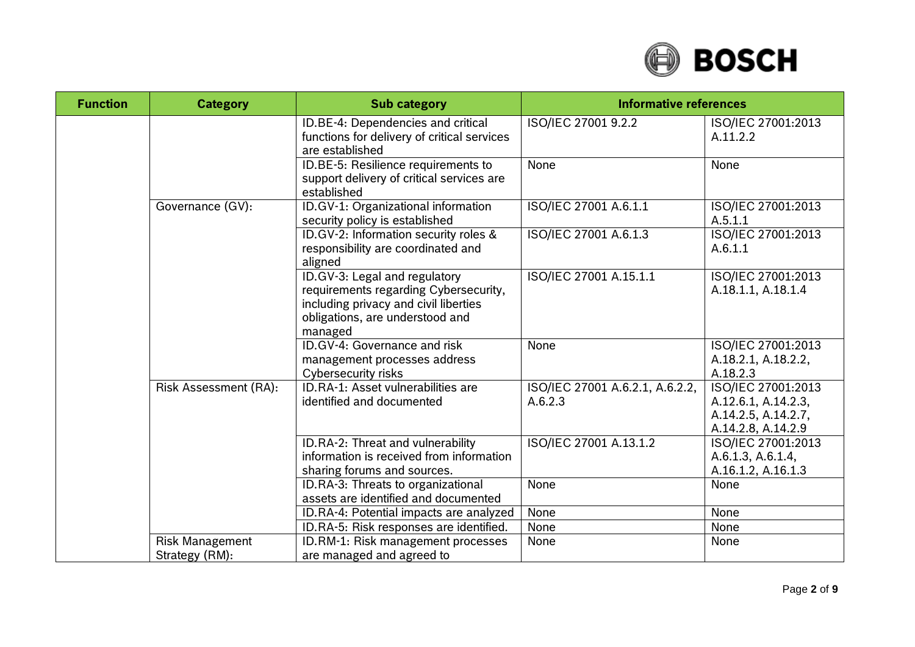| Function | Category | Sub category | Informative references | |
|---|---|---|---|---|
| | | ID.BE-4: Dependencies and critical functions for delivery of critical services are established | ISO/IEC 27001 9.2.2 | ISO/IEC 27001:2013 A.11.2.2 |
| | | ID.BE-5: Resilience requirements to support delivery of critical services are established | None | None |
| | Governance (GV): | ID.GV-1: Organizational information security policy is established | ISO/IEC 27001 A.6.1.1 | ISO/IEC 27001:2013 A.5.1.1 |
| | | ID.GV-2: Information security roles & responsibility are coordinated and aligned | ISO/IEC 27001 A.6.1.3 | ISO/IEC 27001:2013 A.6.1.1 |
| | | ID.GV-3: Legal and regulatory requirements regarding Cybersecurity, including privacy and civil liberties obligations, are understood and managed | ISO/IEC 27001 A.15.1.1 | ISO/IEC 27001:2013 A.18.1.1, A.18.1.4 |
| | | ID.GV-4: Governance and risk management processes address Cybersecurity risks | None | ISO/IEC 27001:2013 A.18.2.1, A.18.2.2, A.18.2.3 |
| | Risk Assessment (RA): | ID.RA-1: Asset vulnerabilities are identified and documented | ISO/IEC 27001 A.6.2.1, A.6.2.2, A.6.2.3 | ISO/IEC 27001:2013 A.12.6.1, A.14.2.3, A.14.2.5, A.14.2.7, A.14.2.8, A.14.2.9 |
| | | ID.RA-2: Threat and vulnerability information is received from information sharing forums and sources. | ISO/IEC 27001 A.13.1.2 | ISO/IEC 27001:2013 A.6.1.3, A.6.1.4, A.16.1.2, A.16.1.3 |
| | | ID.RA-3: Threats to organizational assets are identified and documented | None | None |
| | | ID.RA-4: Potential impacts are analyzed | None | None |
| | | ID.RA-5: Risk responses are identified. | None | None |
| | Risk Management Strategy (RM): | ID.RM-1: Risk management processes are managed and agreed to | None | None |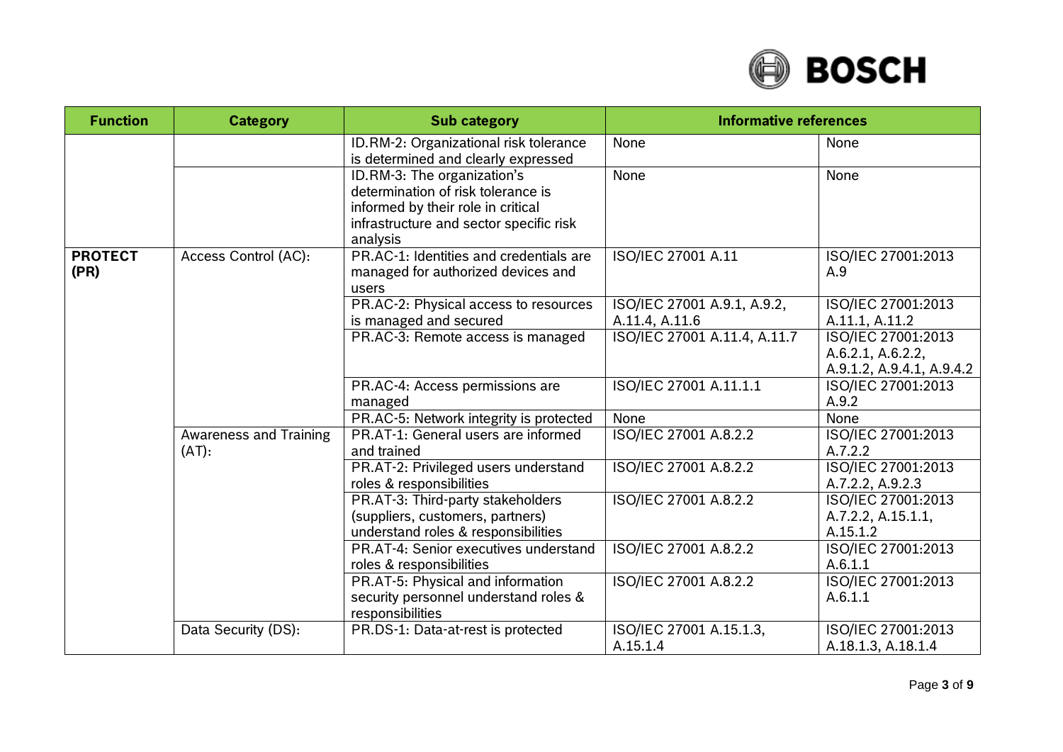| Function | Category | Sub category | Informative references | |
|---|---|---|---|---|
| | | ID.RM-2: Organizational risk tolerance is determined and clearly expressed | None | None |
| | | ID.RM-3: The organization's determination of risk tolerance is informed by their role in critical infrastructure and sector specific risk analysis | None | None |
| **PROTECT (PR)** | Access Control (AC): | PR.AC-1: Identities and credentials are managed for authorized devices and users | ISO/IEC 27001 A.11 | ISO/IEC 27001:2013 A.9 |
| | | PR.AC-2: Physical access to resources is managed and secured | ISO/IEC 27001 A.9.1, A.9.2, A.11.4, A.11.6 | ISO/IEC 27001:2013 A.11.1, A.11.2 |
| | | PR.AC-3: Remote access is managed | ISO/IEC 27001 A.11.4, A.11.7 | ISO/IEC 27001:2013 A.6.2.1, A.6.2.2, A.9.1.2, A.9.4.1, A.9.4.2 |
| | | PR.AC-4: Access permissions are managed | ISO/IEC 27001 A.11.1.1 | ISO/IEC 27001:2013 A.9.2 |
| | | PR.AC-5: Network integrity is protected | None | None |
| | Awareness and Training (AT): | PR.AT-1: General users are informed and trained | ISO/IEC 27001 A.8.2.2 | ISO/IEC 27001:2013 A.7.2.2 |
| | | PR.AT-2: Privileged users understand roles & responsibilities | ISO/IEC 27001 A.8.2.2 | ISO/IEC 27001:2013 A.7.2.2, A.9.2.3 |
| | | PR.AT-3: Third-party stakeholders (suppliers, customers, partners) understand roles & responsibilities | ISO/IEC 27001 A.8.2.2 | ISO/IEC 27001:2013 A.7.2.2, A.15.1.1, A.15.1.2 |
| | | PR.AT-4: Senior executives understand roles & responsibilities | ISO/IEC 27001 A.8.2.2 | ISO/IEC 27001:2013 A.6.1.1 |
| | | PR.AT-5: Physical and information security personnel understand roles & responsibilities | ISO/IEC 27001 A.8.2.2 | ISO/IEC 27001:2013 A.6.1.1 |
| | Data Security (DS): | PR.DS-1: Data-at-rest is protected | ISO/IEC 27001 A.15.1.3, A.15.1.4 | ISO/IEC 27001:2013 A.18.1.3, A.18.1.4 |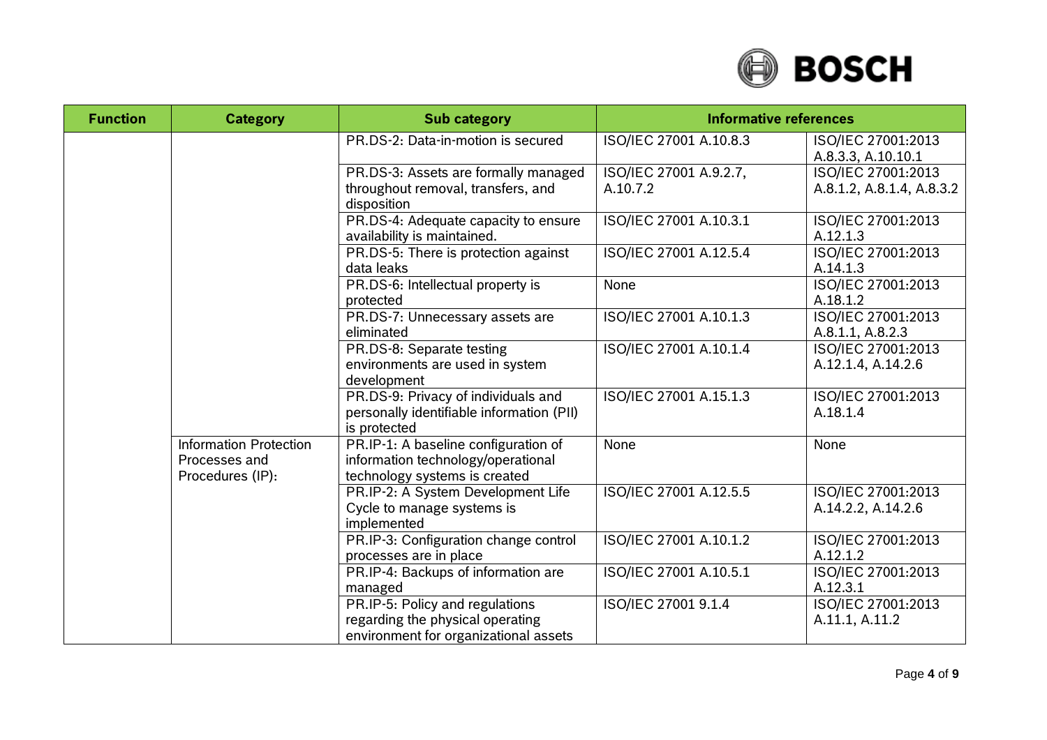| Function | Category | Sub category | Informative references | |
|---|---|---|---|---|
| | | PR.DS-2: Data-in-motion is secured | ISO/IEC 27001 A.10.8.3 | ISO/IEC 27001:2013 A.8.3.3, A.10.10.1 |
| | | PR.DS-3: Assets are formally managed throughout removal, transfers, and disposition | ISO/IEC 27001 A.9.2.7, A.10.7.2 | ISO/IEC 27001:2013 A.8.1.2, A.8.1.4, A.8.3.2 |
| | | PR.DS-4: Adequate capacity to ensure availability is maintained. | ISO/IEC 27001 A.10.3.1 | ISO/IEC 27001:2013 A.12.1.3 |
| | | PR.DS-5: There is protection against data leaks | ISO/IEC 27001 A.12.5.4 | ISO/IEC 27001:2013 A.14.1.3 |
| | | PR.DS-6: Intellectual property is protected | None | ISO/IEC 27001:2013 A.18.1.2 |
| | | PR.DS-7: Unnecessary assets are eliminated | ISO/IEC 27001 A.10.1.3 | ISO/IEC 27001:2013 A.8.1.1, A.8.2.3 |
| | | PR.DS-8: Separate testing environments are used in system development | ISO/IEC 27001 A.10.1.4 | ISO/IEC 27001:2013 A.12.1.4, A.14.2.6 |
| | | PR.DS-9: Privacy of individuals and personally identifiable information (PII) is protected | ISO/IEC 27001 A.15.1.3 | ISO/IEC 27001:2013 A.18.1.4 |
| | Information Protection Processes and Procedures (IP): | PR.IP-1: A baseline configuration of information technology/operational technology systems is created | None | None |
| | | PR.IP-2: A System Development Life Cycle to manage systems is implemented | ISO/IEC 27001 A.12.5.5 | ISO/IEC 27001:2013 A.14.2.2, A.14.2.6 |
| | | PR.IP-3: Configuration change control processes are in place | ISO/IEC 27001 A.10.1.2 | ISO/IEC 27001:2013 A.12.1.2 |
| | | PR.IP-4: Backups of information are managed | ISO/IEC 27001 A.10.5.1 | ISO/IEC 27001:2013 A.12.3.1 |
| | | PR.IP-5: Policy and regulations regarding the physical operating environment for organizational assets | ISO/IEC 27001 9.1.4 | ISO/IEC 27001:2013 A.11.1, A.11.2 |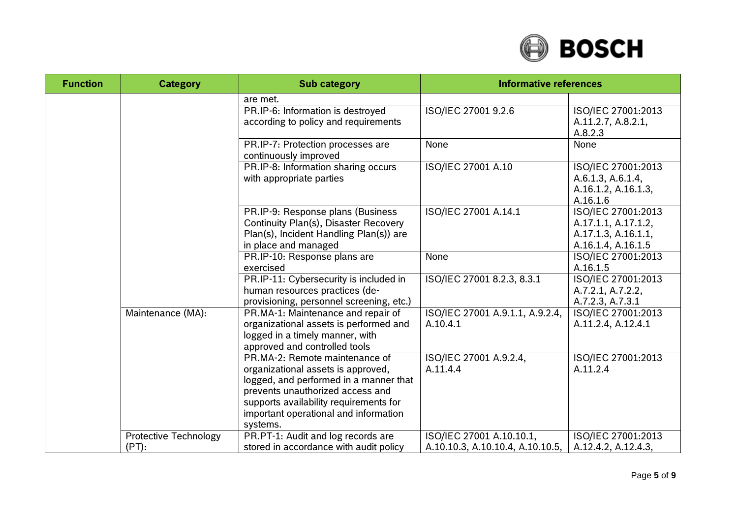| Function | Category | Sub category | Informative references | |
|---|---|---|---|---|
| | | are met. | | |
| | | PR.IP-6: Information is destroyed according to policy and requirements | ISO/IEC 27001 9.2.6 | ISO/IEC 27001:2013 A.11.2.7, A.8.2.1, A.8.2.3 |
| | | PR.IP-7: Protection processes are continuously improved | None | None |
| | | PR.IP-8: Information sharing occurs with appropriate parties | ISO/IEC 27001 A.10 | ISO/IEC 27001:2013 A.6.1.3, A.6.1.4, A.16.1.2, A.16.1.3, A.16.1.6 |
| | | PR.IP-9: Response plans (Business Continuity Plan(s), Disaster Recovery Plan(s), Incident Handling Plan(s)) are in place and managed | ISO/IEC 27001 A.14.1 | ISO/IEC 27001:2013 A.17.1.1, A.17.1.2, A.17.1.3, A.16.1.1, A.16.1.4, A.16.1.5 |
| | | PR.IP-10: Response plans are exercised | None | ISO/IEC 27001:2013 A.16.1.5 |
| | | PR.IP-11: Cybersecurity is included in human resources practices (de-provisioning, personnel screening, etc.) | ISO/IEC 27001 8.2.3, 8.3.1 | ISO/IEC 27001:2013 A.7.2.1, A.7.2.2, A.7.2.3, A.7.3.1 |
| | Maintenance (MA): | PR.MA-1: Maintenance and repair of organizational assets is performed and logged in a timely manner, with approved and controlled tools | ISO/IEC 27001 A.9.1.1, A.9.2.4, A.10.4.1 | ISO/IEC 27001:2013 A.11.2.4, A.12.4.1 |
| | | PR.MA-2: Remote maintenance of organizational assets is approved, logged, and performed in a manner that prevents unauthorized access and supports availability requirements for important operational and information systems. | ISO/IEC 27001 A.9.2.4, A.11.4.4 | ISO/IEC 27001:2013 A.11.2.4 |
| | Protective Technology (PT): | PR.PT-1: Audit and log records are stored in accordance with audit policy | ISO/IEC 27001 A.10.10.1, A.10.10.3, A.10.10.4, A.10.10.5, | ISO/IEC 27001:2013 A.12.4.2, A.12.4.3, |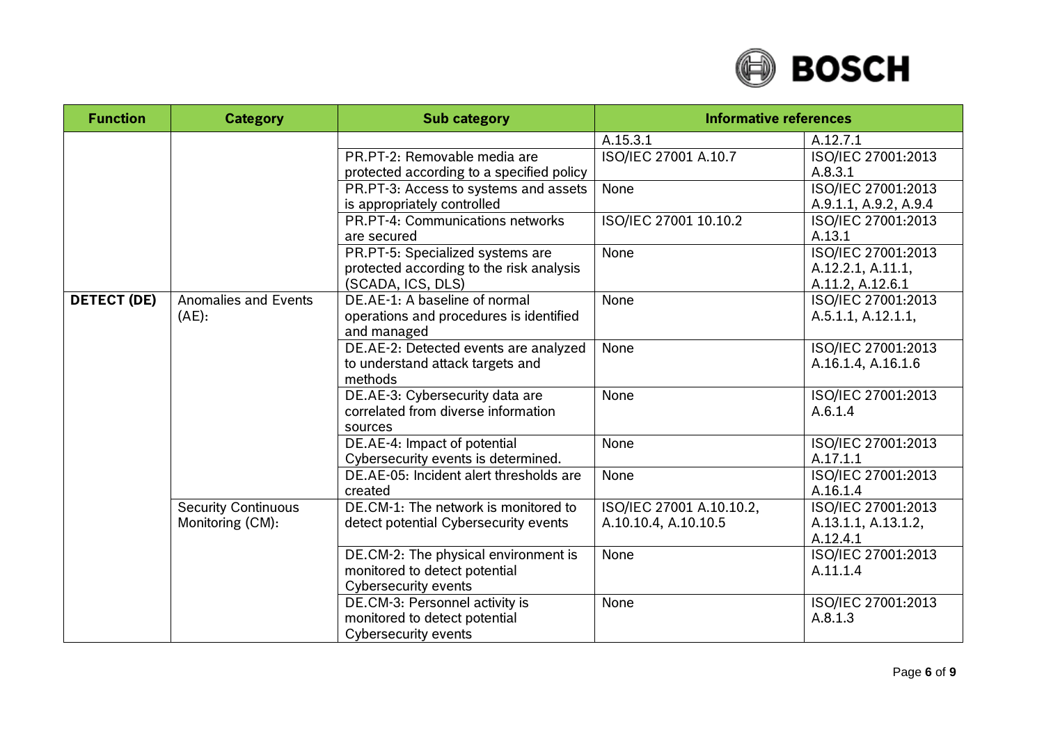| Function | Category | Sub category | Informative references | |
|---|---|---|---|---|
| | | | A.15.3.1 | A.12.7.1 |
| | | PR.PT-2: Removable media are protected according to a specified policy | ISO/IEC 27001 A.10.7 | ISO/IEC 27001:2013 A.8.3.1 |
| | | PR.PT-3: Access to systems and assets is appropriately controlled | None | ISO/IEC 27001:2013 A.9.1.1, A.9.2, A.9.4 |
| | | PR.PT-4: Communications networks are secured | ISO/IEC 27001 10.10.2 | ISO/IEC 27001:2013 A.13.1 |
| | | PR.PT-5: Specialized systems are protected according to the risk analysis (SCADA, ICS, DLS) | None | ISO/IEC 27001:2013 A.12.2.1, A.11.1, A.11.2, A.12.6.1 |
| **DETECT (DE)** | Anomalies and Events (AE): | DE.AE-1: A baseline of normal operations and procedures is identified and managed | None | ISO/IEC 27001:2013 A.5.1.1, A.12.1.1, |
| | | DE.AE-2: Detected events are analyzed to understand attack targets and methods | None | ISO/IEC 27001:2013 A.16.1.4, A.16.1.6 |
| | | DE.AE-3: Cybersecurity data are correlated from diverse information sources | None | ISO/IEC 27001:2013 A.6.1.4 |
| | | DE.AE-4: Impact of potential Cybersecurity events is determined. | None | ISO/IEC 27001:2013 A.17.1.1 |
| | | DE.AE-05: Incident alert thresholds are created | None | ISO/IEC 27001:2013 A.16.1.4 |
| | Security Continuous Monitoring (CM): | DE.CM-1: The network is monitored to detect potential Cybersecurity events | ISO/IEC 27001 A.10.10.2, A.10.10.4, A.10.10.5 | ISO/IEC 27001:2013 A.13.1.1, A.13.1.2, A.12.4.1 |
| | | DE.CM-2: The physical environment is monitored to detect potential Cybersecurity events | None | ISO/IEC 27001:2013 A.11.1.4 |
| | | DE.CM-3: Personnel activity is monitored to detect potential Cybersecurity events | None | ISO/IEC 27001:2013 A.8.1.3 |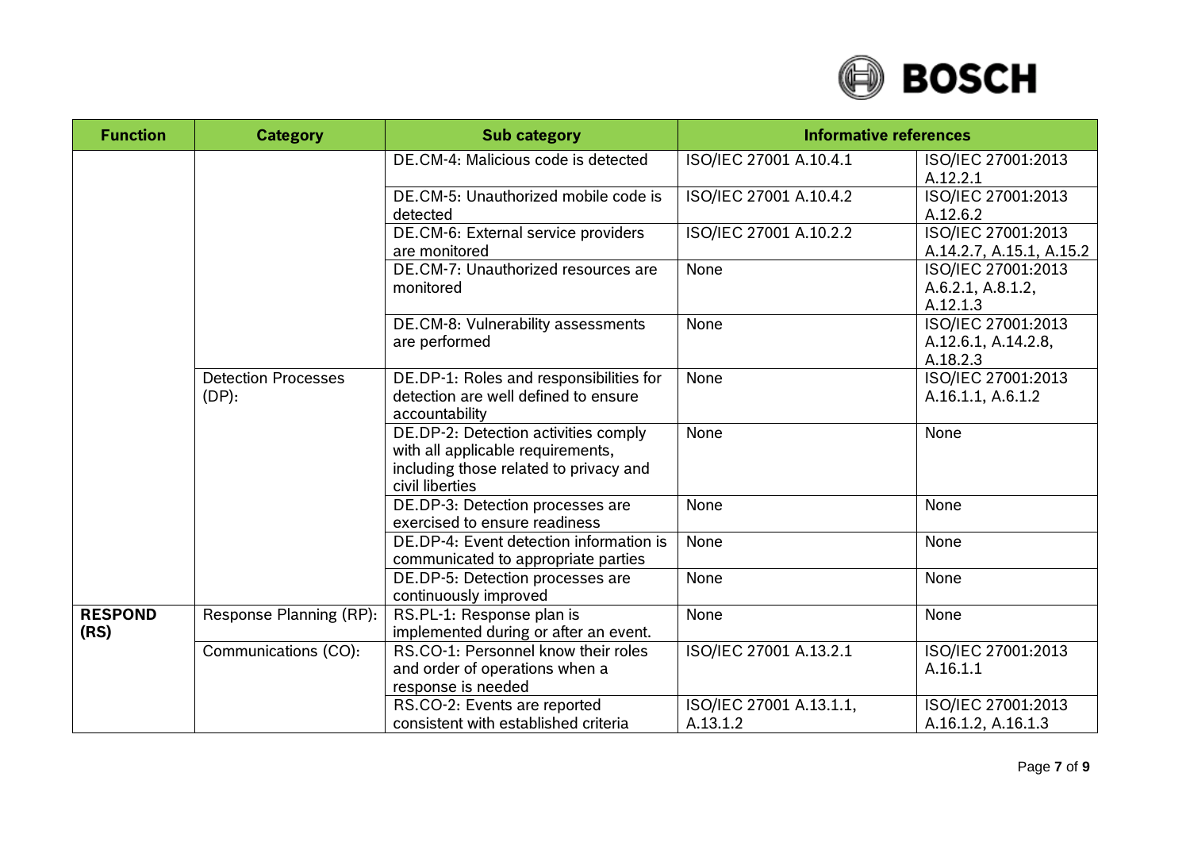| Function | Category | Sub category | Informative references | |
|---|---|---|---|---|
| | | DE.CM-4: Malicious code is detected | ISO/IEC 27001 A.10.4.1 | ISO/IEC 27001:2013 A.12.2.1 |
| | | DE.CM-5: Unauthorized mobile code is detected | ISO/IEC 27001 A.10.4.2 | ISO/IEC 27001:2013 A.12.6.2 |
| | | DE.CM-6: External service providers are monitored | ISO/IEC 27001 A.10.2.2 | ISO/IEC 27001:2013 A.14.2.7, A.15.1, A.15.2 |
| | | DE.CM-7: Unauthorized resources are monitored | None | ISO/IEC 27001:2013 A.6.2.1, A.8.1.2, A.12.1.3 |
| | | DE.CM-8: Vulnerability assessments are performed | None | ISO/IEC 27001:2013 A.12.6.1, A.14.2.8, A.18.2.3 |
| | Detection Processes (DP): | DE.DP-1: Roles and responsibilities for detection are well defined to ensure accountability | None | ISO/IEC 27001:2013 A.16.1.1, A.6.1.2 |
| | | DE.DP-2: Detection activities comply with all applicable requirements, including those related to privacy and civil liberties | None | None |
| | | DE.DP-3: Detection processes are exercised to ensure readiness | None | None |
| | | DE.DP-4: Event detection information is communicated to appropriate parties | None | None |
| | | DE.DP-5: Detection processes are continuously improved | None | None |
| **RESPOND (RS)** | Response Planning (RP): | RS.PL-1: Response plan is implemented during or after an event. | None | None |
| | Communications (CO): | RS.CO-1: Personnel know their roles and order of operations when a response is needed | ISO/IEC 27001 A.13.2.1 | ISO/IEC 27001:2013 A.16.1.1 |
| | | RS.CO-2: Events are reported consistent with established criteria | ISO/IEC 27001 A.13.1.1, A.13.1.2 | ISO/IEC 27001:2013 A.16.1.2, A.16.1.3 |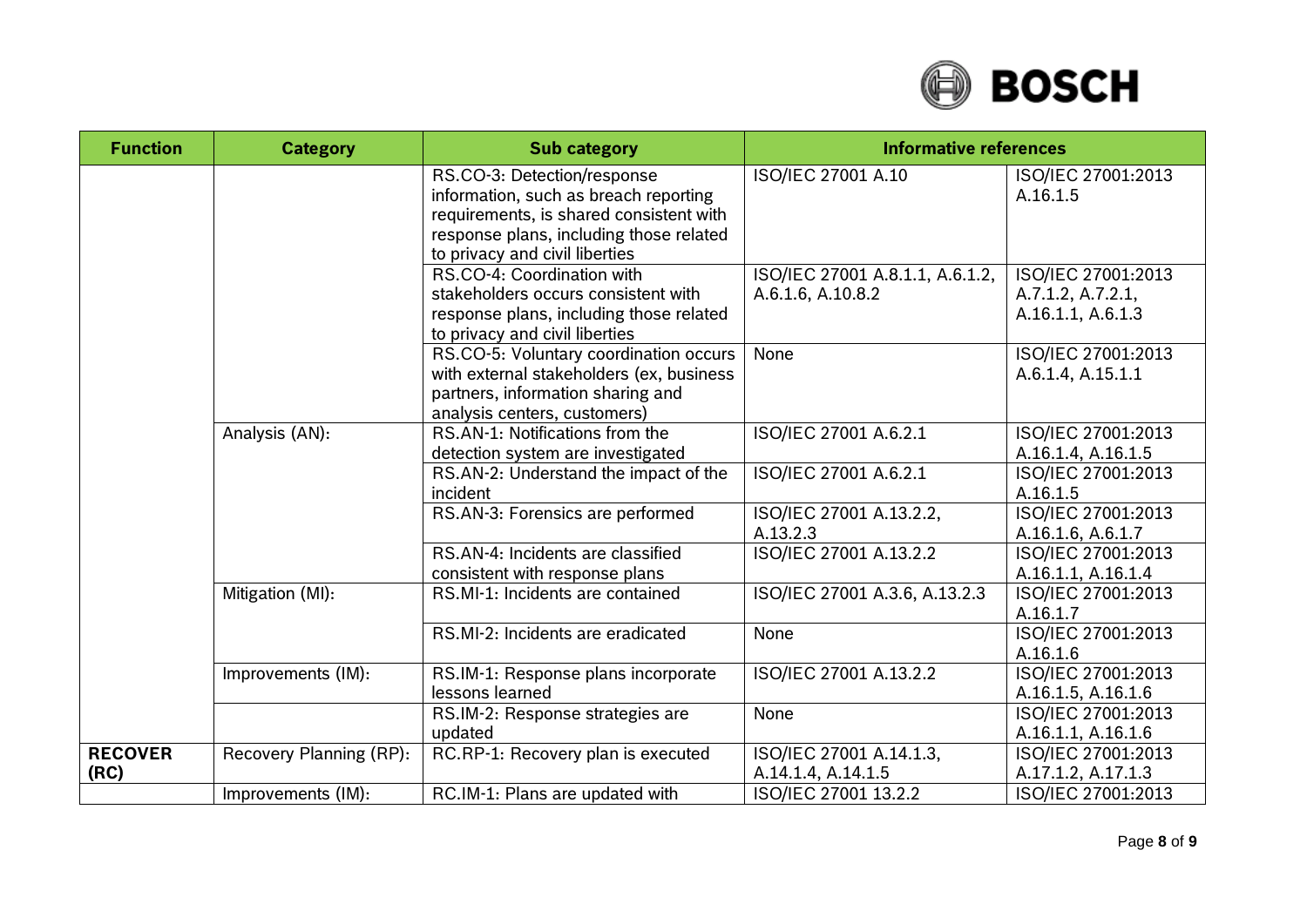| Function | Category | Sub category | Informative references | |
|---|---|---|---|---|
| | | RS.CO-3: Detection/response information, such as breach reporting requirements, is shared consistent with response plans, including those related to privacy and civil liberties | ISO/IEC 27001 A.10 | ISO/IEC 27001:2013 A.16.1.5 |
| | | RS.CO-4: Coordination with stakeholders occurs consistent with response plans, including those related to privacy and civil liberties | ISO/IEC 27001 A.8.1.1, A.6.1.2, A.6.1.6, A.10.8.2 | ISO/IEC 27001:2013 A.7.1.2, A.7.2.1, A.16.1.1, A.6.1.3 |
| | | RS.CO-5: Voluntary coordination occurs with external stakeholders (ex, business partners, information sharing and analysis centers, customers) | None | ISO/IEC 27001:2013 A.6.1.4, A.15.1.1 |
| | Analysis (AN): | RS.AN-1: Notifications from the detection system are investigated | ISO/IEC 27001 A.6.2.1 | ISO/IEC 27001:2013 A.16.1.4, A.16.1.5 |
| | | RS.AN-2: Understand the impact of the incident | ISO/IEC 27001 A.6.2.1 | ISO/IEC 27001:2013 A.16.1.5 |
| | | RS.AN-3: Forensics are performed | ISO/IEC 27001 A.13.2.2, A.13.2.3 | ISO/IEC 27001:2013 A.16.1.6, A.6.1.7 |
| | | RS.AN-4: Incidents are classified consistent with response plans | ISO/IEC 27001 A.13.2.2 | ISO/IEC 27001:2013 A.16.1.1, A.16.1.4 |
| | Mitigation (MI): | RS.MI-1: Incidents are contained | ISO/IEC 27001 A.3.6, A.13.2.3 | ISO/IEC 27001:2013 A.16.1.7 |
| | | RS.MI-2: Incidents are eradicated | None | ISO/IEC 27001:2013 A.16.1.6 |
| | Improvements (IM): | RS.IM-1: Response plans incorporate lessons learned | ISO/IEC 27001 A.13.2.2 | ISO/IEC 27001:2013 A.16.1.5, A.16.1.6 |
| | | RS.IM-2: Response strategies are updated | None | ISO/IEC 27001:2013 A.16.1.1, A.16.1.6 |
| **RECOVER (RC)** | Recovery Planning (RP): | RC.RP-1: Recovery plan is executed | ISO/IEC 27001 A.14.1.3, A.14.1.4, A.14.1.5 | ISO/IEC 27001:2013 A.17.1.2, A.17.1.3 |
| | Improvements (IM): | RC.IM-1: Plans are updated with | ISO/IEC 27001 13.2.2 | ISO/IEC 27001:2013 |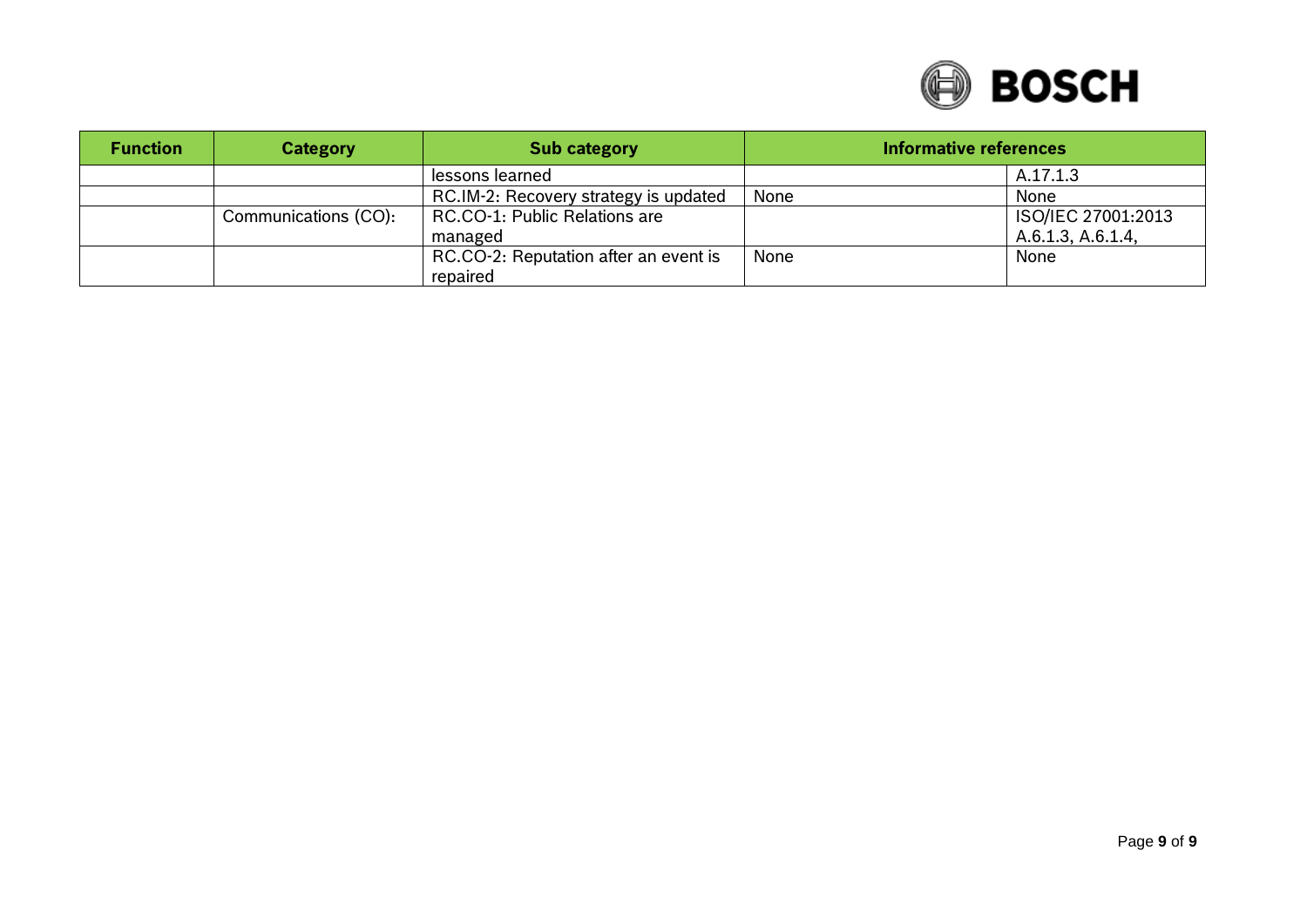| Function | Category | Sub category | Informative references | |
|---|---|---|---|---|
| | | lessons learned | | A.17.1.3 |
| | | RC.IM-2: Recovery strategy is updated | None | None |
| | Communications (CO): | RC.CO-1: Public Relations are managed | | ISO/IEC 27001:2013 A.6.1.3, A.6.1.4, |
| | | RC.CO-2: Reputation after an event is repaired | None | None |